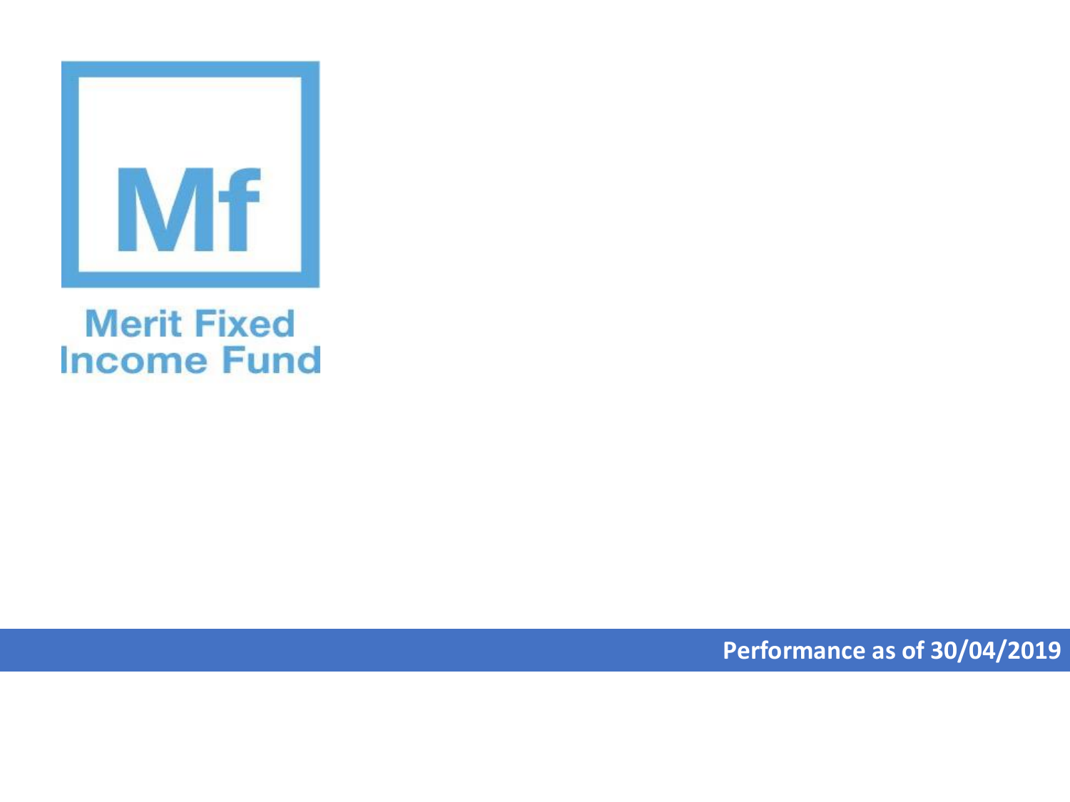Mf

# Merit Fixed Income Fund

**Performance as of 30/04/2019**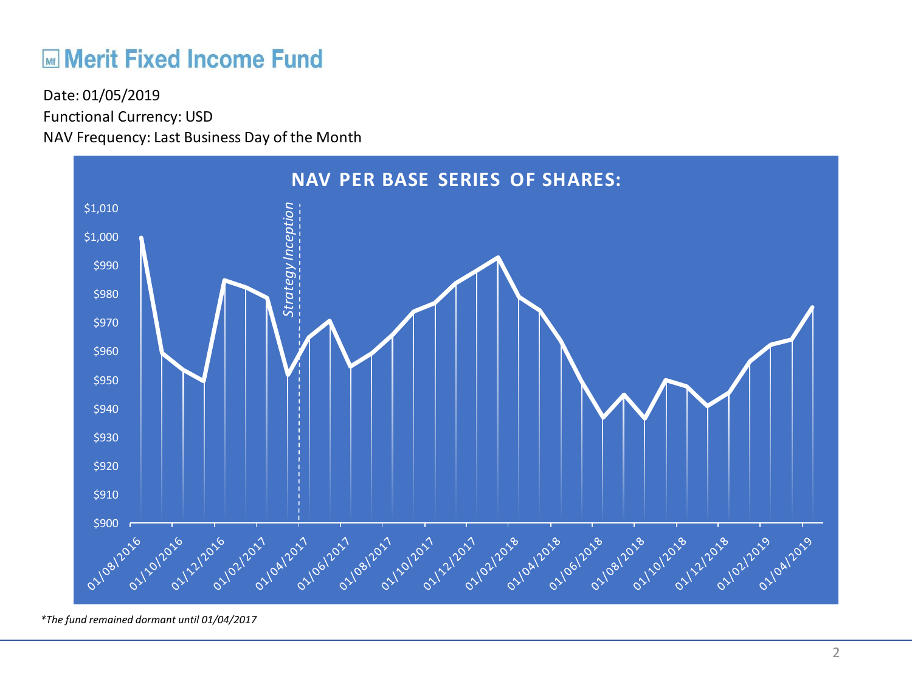# Merit Fixed Income Fund

Date: 01/05/2019

Functional Currency: USD

NAV Frequency: Last Business Day of the Month

**NAV PER BASE SERIES OF SHARES:**

*The fund remained dormant until 01/04/2017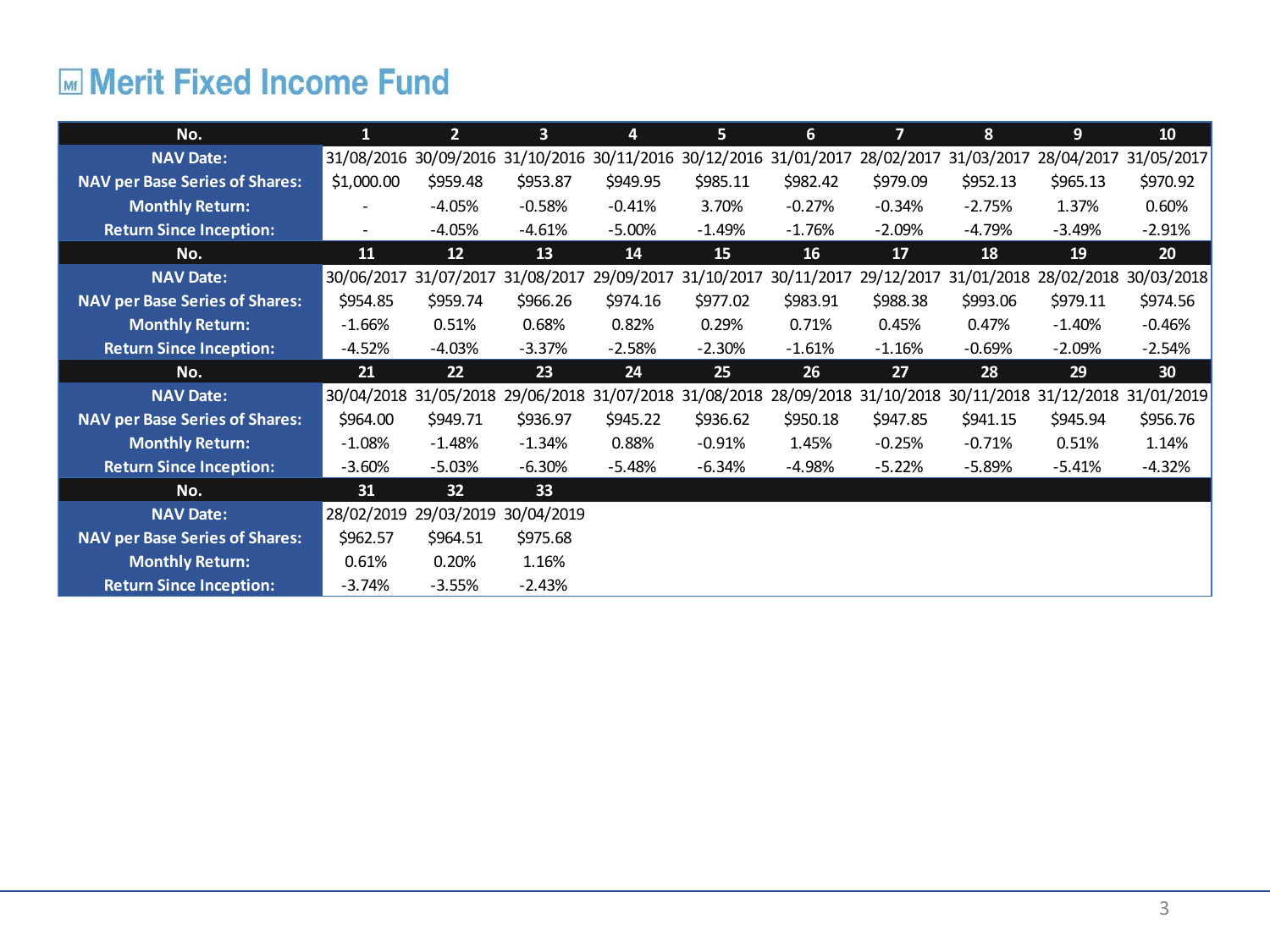# Merit Fixed Income Fund

| No. | 1 | 2 | 3 | 4 | 5 | 6 | 7 | 8 | 9 | 10 |
|---|---|---|---|---|---|---|---|---|---|---|
| **NAV Date:** | 31/08/2016 | 30/09/2016 | 31/10/2016 | 30/11/2016 | 30/12/2016 | 31/01/2017 | 28/02/2017 | 31/03/2017 | 28/04/2017 | 31/05/2017 |
| **NAV per Base Series of Shares:** | $1,000.00 | $959.48 | $953.87 | $949.95 | $985.11 | $982.42 | $979.09 | $952.13 | $965.13 | $970.92 |
| **Monthly Return:** | - | -4.05% | -0.58% | -0.41% | 3.70% | -0.27% | -0.34% | -2.75% | 1.37% | 0.60% |
| **Return Since Inception:** | - | -4.05% | -4.61% | -5.00% | -1.49% | -1.76% | -2.09% | -4.79% | -3.49% | -2.91% |
| **No.** | **11** | **12** | **13** | **14** | **15** | **16** | **17** | **18** | **19** | **20** |
| **NAV Date:** | 30/06/2017 | 31/07/2017 | 31/08/2017 | 29/09/2017 | 31/10/2017 | 30/11/2017 | 29/12/2017 | 31/01/2018 | 28/02/2018 | 30/03/2018 |
| **NAV per Base Series of Shares:** | $954.85 | $959.74 | $966.26 | $974.16 | $977.02 | $983.91 | $988.38 | $993.06 | $979.11 | $974.56 |
| **Monthly Return:** | -1.66% | 0.51% | 0.68% | 0.82% | 0.29% | 0.71% | 0.45% | 0.47% | -1.40% | -0.46% |
| **Return Since Inception:** | -4.52% | -4.03% | -3.37% | -2.58% | -2.30% | -1.61% | -1.16% | -0.69% | -2.09% | -2.54% |
| **No.** | **21** | **22** | **23** | **24** | **25** | **26** | **27** | **28** | **29** | **30** |
| **NAV Date:** | 30/04/2018 | 31/05/2018 | 29/06/2018 | 31/07/2018 | 31/08/2018 | 28/09/2018 | 31/10/2018 | 30/11/2018 | 31/12/2018 | 31/01/2019 |
| **NAV per Base Series of Shares:** | $964.00 | $949.71 | $936.97 | $945.22 | $936.62 | $950.18 | $947.85 | $941.15 | $945.94 | $956.76 |
| **Monthly Return:** | -1.08% | -1.48% | -1.34% | 0.88% | -0.91% | 1.45% | -0.25% | -0.71% | 0.51% | 1.14% |
| **Return Since Inception:** | -3.60% | -5.03% | -6.30% | -5.48% | -6.34% | -4.98% | -5.22% | -5.89% | -5.41% | -4.32% |
| **No.** | **31** | **32** | **33** | | | | | | | |
| **NAV Date:** | 28/02/2019 | 29/03/2019 | 30/04/2019 | | | | | | | |
| **NAV per Base Series of Shares:** | $962.57 | $964.51 | $975.68 | | | | | | | |
| **Monthly Return:** | 0.61% | 0.20% | 1.16% | | | | | | | |
| **Return Since Inception:** | -3.74% | -3.55% | -2.43% | | | | | | | |